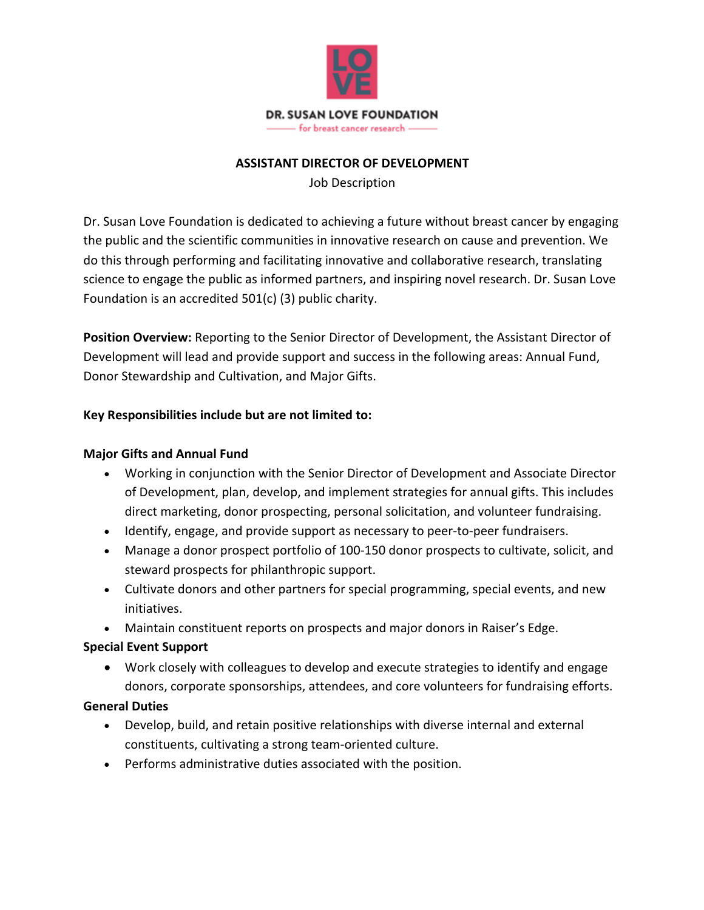LOVE

DR. SUSAN LOVE FOUNDATION

for breast cancer research

# ASSISTANT DIRECTOR OF DEVELOPMENT

Job Description

Dr. Susan Love Foundation is dedicated to achieving a future without breast cancer by engaging the public and the scientific communities in innovative research on cause and prevention. We do this through performing and facilitating innovative and collaborative research, translating science to engage the public as informed partners, and inspiring novel research. Dr. Susan Love Foundation is an accredited 501(c) (3) public charity.

**Position Overview:** Reporting to the Senior Director of Development, the Assistant Director of Development will lead and provide support and success in the following areas: Annual Fund, Donor Stewardship and Cultivation, and Major Gifts.

**Key Responsibilities include but are not limited to:**

**Major Gifts and Annual Fund**

- Working in conjunction with the Senior Director of Development and Associate Director of Development, plan, develop, and implement strategies for annual gifts. This includes direct marketing, donor prospecting, personal solicitation, and volunteer fundraising.
- Identify, engage, and provide support as necessary to peer-to-peer fundraisers.
- Manage a donor prospect portfolio of 100-150 donor prospects to cultivate, solicit, and steward prospects for philanthropic support.
- Cultivate donors and other partners for special programming, special events, and new initiatives.
- Maintain constituent reports on prospects and major donors in Raiser's Edge.

**Special Event Support**

- Work closely with colleagues to develop and execute strategies to identify and engage donors, corporate sponsorships, attendees, and core volunteers for fundraising efforts.

**General Duties**

- Develop, build, and retain positive relationships with diverse internal and external constituents, cultivating a strong team-oriented culture.
- Performs administrative duties associated with the position.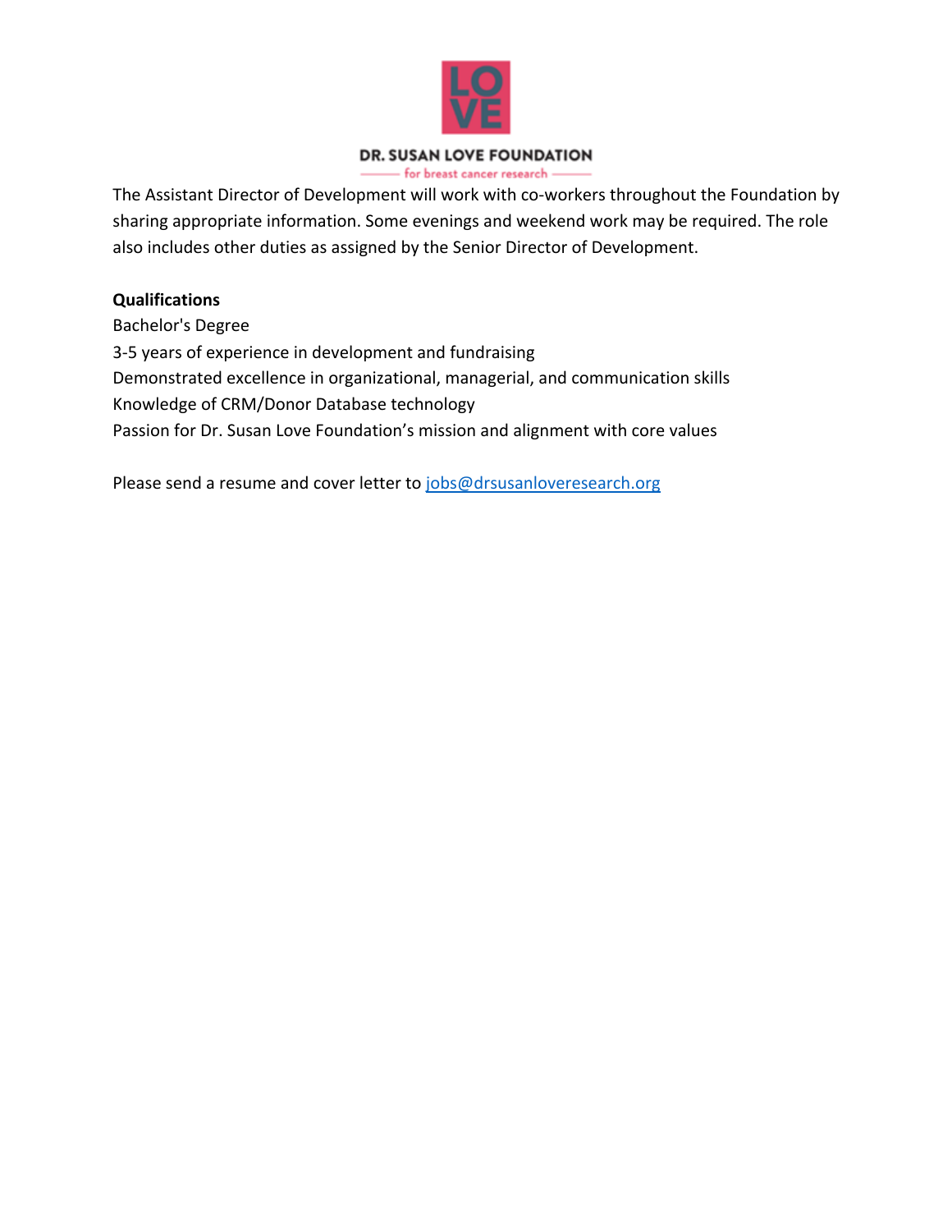DR. SUSAN LOVE FOUNDATION
for breast cancer research

The Assistant Director of Development will work with co-workers throughout the Foundation by sharing appropriate information. Some evenings and weekend work may be required. The role also includes other duties as assigned by the Senior Director of Development.

**Qualifications**

Bachelor's Degree
3-5 years of experience in development and fundraising
Demonstrated excellence in organizational, managerial, and communication skills
Knowledge of CRM/Donor Database technology
Passion for Dr. Susan Love Foundation's mission and alignment with core values

Please send a resume and cover letter to [jobs@drsusanloveresearch.org](mailto:jobs@drsusanloveresearch.org)